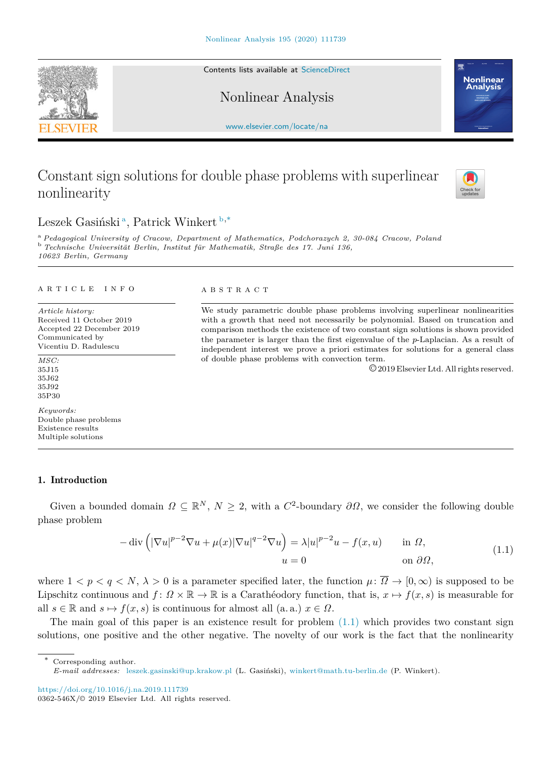Contents lists available at ScienceDirect

Nonlinear Analysis

www.elsevier.com/locate/na

# Constant sign solutions for double phase problems with superlinear nonlinearity

Leszek Gasiński [a], Patrick Winkert [b,*]

[a] Pedagogical University of Cracow, Department of Mathematics, Podchorazych 2, 30-084 Cracow, Poland
[b] Technische Universität Berlin, Institut für Mathematik, Straße des 17. Juni 136, 10623 Berlin, Germany

A R T I C L E  I N F O

*Article history:*
Received 11 October 2019
Accepted 22 December 2019
Communicated by
Vicentiu D. Radulescu

*MSC:*
35J15
35J62
35J92
35P30

*Keywords:*
Double phase problems
Existence results
Multiple solutions

A B S T R A C T

We study parametric double phase problems involving superlinear nonlinearities with a growth that need not necessarily be polynomial. Based on truncation and comparison methods the existence of two constant sign solutions is shown provided the parameter is larger than the first eigenvalue of the $p$-Laplacian. As a result of independent interest we prove a priori estimates for solutions for a general class of double phase problems with convection term.

© 2019 Elsevier Ltd. All rights reserved.

## 1. Introduction

Given a bounded domain $\Omega \subseteq \mathbb{R}^N$, $N \geq 2$, with a $C^2$-boundary $\partial\Omega$, we consider the following double phase problem

$$
\begin{aligned}
-\operatorname{div}\left(|\nabla u|^{p-2}\nabla u + \mu(x)|\nabla u|^{q-2}\nabla u\right) &= \lambda |u|^{p-2}u - f(x,u) \qquad && \text{in } \Omega,\\
u &= 0 && \text{on } \partial\Omega,
\end{aligned}
\tag{1.1}
$$

where $1 < p < q < N$, $\lambda > 0$ is a parameter specified later, the function $\mu\colon \overline{\Omega} \to [0,\infty)$ is supposed to be Lipschitz continuous and $f\colon \Omega \times \mathbb{R} \to \mathbb{R}$ is a Carathéodory function, that is, $x \mapsto f(x,s)$ is measurable for all $s \in \mathbb{R}$ and $s \mapsto f(x,s)$ is continuous for almost all (a. a.) $x \in \Omega$.

The main goal of this paper is an existence result for problem (1.1) which provides two constant sign solutions, one positive and the other negative. The novelty of our work is the fact that the nonlinearity

---

* Corresponding author.
*E-mail addresses:* leszek.gasinski@up.krakow.pl (L. Gasiński), winkert@math.tu-berlin.de (P. Winkert).

https://doi.org/10.1016/j.na.2019.111739
0362-546X/© 2019 Elsevier Ltd. All rights reserved.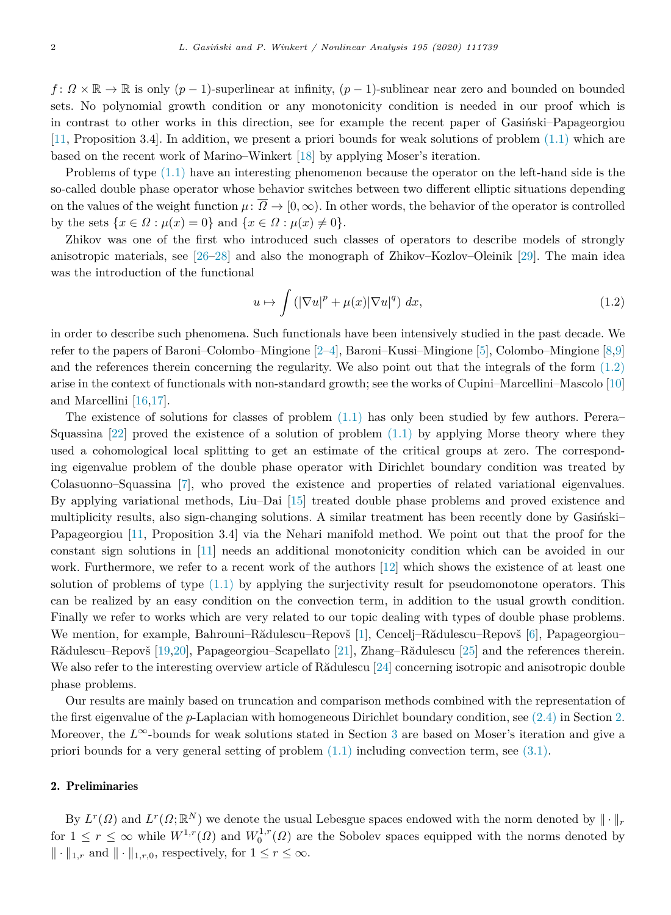$f\colon \Omega \times \mathbb{R} \to \mathbb{R}$ is only $(p-1)$-superlinear at infinity, $(p-1)$-sublinear near zero and bounded on bounded sets. No polynomial growth condition or any monotonicity condition is needed in our proof which is in contrast to other works in this direction, see for example the recent paper of Gasiński–Papageorgiou [11, Proposition 3.4]. In addition, we present a priori bounds for weak solutions of problem (1.1) which are based on the recent work of Marino–Winkert [18] by applying Moser's iteration.

Problems of type (1.1) have an interesting phenomenon because the operator on the left-hand side is the so-called double phase operator whose behavior switches between two different elliptic situations depending on the values of the weight function $\mu\colon \overline{\Omega} \to [0,\infty)$. In other words, the behavior of the operator is controlled by the sets $\{x \in \Omega : \mu(x) = 0\}$ and $\{x \in \Omega : \mu(x) \neq 0\}$.

Zhikov was one of the first who introduced such classes of operators to describe models of strongly anisotropic materials, see [26–28] and also the monograph of Zhikov–Kozlov–Oleinik [29]. The main idea was the introduction of the functional

$$u \mapsto \int \left(|\nabla u|^p + \mu(x)|\nabla u|^q\right) dx, \tag{1.2}$$

in order to describe such phenomena. Such functionals have been intensively studied in the past decade. We refer to the papers of Baroni–Colombo–Mingione [2–4], Baroni–Kussi–Mingione [5], Colombo–Mingione [8,9] and the references therein concerning the regularity. We also point out that the integrals of the form (1.2) arise in the context of functionals with non-standard growth; see the works of Cupini–Marcellini–Mascolo [10] and Marcellini [16,17].

The existence of solutions for classes of problem (1.1) has only been studied by few authors. Perera–Squassina [22] proved the existence of a solution of problem (1.1) by applying Morse theory where they used a cohomological local splitting to get an estimate of the critical groups at zero. The corresponding eigenvalue problem of the double phase operator with Dirichlet boundary condition was treated by Colasuonno–Squassina [7], who proved the existence and properties of related variational eigenvalues. By applying variational methods, Liu–Dai [15] treated double phase problems and proved existence and multiplicity results, also sign-changing solutions. A similar treatment has been recently done by Gasiński–Papageorgiou [11, Proposition 3.4] via the Nehari manifold method. We point out that the proof for the constant sign solutions in [11] needs an additional monotonicity condition which can be avoided in our work. Furthermore, we refer to a recent work of the authors [12] which shows the existence of at least one solution of problems of type (1.1) by applying the surjectivity result for pseudomonotone operators. This can be realized by an easy condition on the convection term, in addition to the usual growth condition. Finally we refer to works which are very related to our topic dealing with types of double phase problems. We mention, for example, Bahrouni–Rădulescu–Repovš [1], Cencelj–Rădulescu–Repovš [6], Papageorgiou–Rădulescu–Repovš [19,20], Papageorgiou–Scapellato [21], Zhang–Rădulescu [25] and the references therein. We also refer to the interesting overview article of Rădulescu [24] concerning isotropic and anisotropic double phase problems.

Our results are mainly based on truncation and comparison methods combined with the representation of the first eigenvalue of the $p$-Laplacian with homogeneous Dirichlet boundary condition, see (2.4) in Section 2. Moreover, the $L^\infty$-bounds for weak solutions stated in Section 3 are based on Moser's iteration and give a priori bounds for a very general setting of problem (1.1) including convection term, see (3.1).

## 2. Preliminaries

By $L^r(\Omega)$ and $L^r(\Omega;\mathbb{R}^N)$ we denote the usual Lebesgue spaces endowed with the norm denoted by $\|\cdot\|_r$ for $1 \leq r \leq \infty$ while $W^{1,r}(\Omega)$ and $W_0^{1,r}(\Omega)$ are the Sobolev spaces equipped with the norms denoted by $\|\cdot\|_{1,r}$ and $\|\cdot\|_{1,r,0}$, respectively, for $1 \leq r \leq \infty$.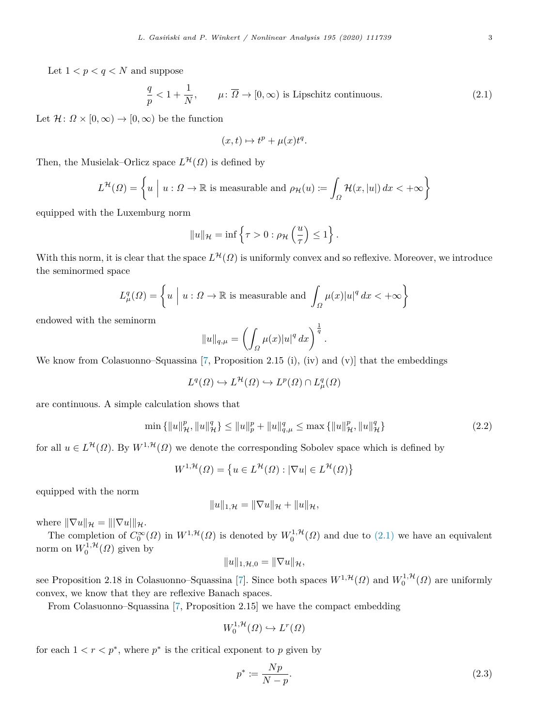Let $1 < p < q < N$ and suppose

$$\frac{q}{p} < 1 + \frac{1}{N}, \qquad \mu \colon \overline{\Omega} \to [0, \infty) \text{ is Lipschitz continuous.} \tag{2.1}$$

Let $\mathcal{H} \colon \Omega \times [0, \infty) \to [0, \infty)$ be the function

$$(x, t) \mapsto t^p + \mu(x) t^q.$$

Then, the Musielak–Orlicz space $L^{\mathcal{H}}(\Omega)$ is defined by

$$L^{\mathcal{H}}(\Omega) = \left\{ u \;\middle|\; u : \Omega \to \mathbb{R} \text{ is measurable and } \rho_{\mathcal{H}}(u) := \int_\Omega \mathcal{H}(x, |u|)\, dx < +\infty \right\}$$

equipped with the Luxemburg norm

$$\|u\|_{\mathcal{H}} = \inf \left\{ \tau > 0 : \rho_{\mathcal{H}}\left(\frac{u}{\tau}\right) \le 1 \right\}.$$

With this norm, it is clear that the space $L^{\mathcal{H}}(\Omega)$ is uniformly convex and so reflexive. Moreover, we introduce the seminormed space

$$L^q_\mu(\Omega) = \left\{ u \;\middle|\; u : \Omega \to \mathbb{R} \text{ is measurable and } \int_\Omega \mu(x) |u|^q \, dx < +\infty \right\}$$

endowed with the seminorm

$$\|u\|_{q,\mu} = \left( \int_\Omega \mu(x) |u|^q \, dx \right)^{\frac{1}{q}}.$$

We know from Colasuonno–Squassina [7, Proposition 2.15 (i), (iv) and (v)] that the embeddings

$$L^q(\Omega) \hookrightarrow L^{\mathcal{H}}(\Omega) \hookrightarrow L^p(\Omega) \cap L^q_\mu(\Omega)$$

are continuous. A simple calculation shows that

$$\min \left\{ \|u\|^p_{\mathcal{H}}, \|u\|^q_{\mathcal{H}} \right\} \le \|u\|^p_p + \|u\|^q_{q,\mu} \le \max \left\{ \|u\|^p_{\mathcal{H}}, \|u\|^q_{\mathcal{H}} \right\} \tag{2.2}$$

for all $u \in L^{\mathcal{H}}(\Omega)$. By $W^{1,\mathcal{H}}(\Omega)$ we denote the corresponding Sobolev space which is defined by

$$W^{1,\mathcal{H}}(\Omega) = \left\{ u \in L^{\mathcal{H}}(\Omega) : |\nabla u| \in L^{\mathcal{H}}(\Omega) \right\}$$

equipped with the norm

$$\|u\|_{1,\mathcal{H}} = \|\nabla u\|_{\mathcal{H}} + \|u\|_{\mathcal{H}},$$

where $\|\nabla u\|_{\mathcal{H}} = \||\nabla u|\|_{\mathcal{H}}$.

The completion of $C_0^\infty(\Omega)$ in $W^{1,\mathcal{H}}(\Omega)$ is denoted by $W^{1,\mathcal{H}}_0(\Omega)$ and due to (2.1) we have an equivalent norm on $W^{1,\mathcal{H}}_0(\Omega)$ given by

$$\|u\|_{1,\mathcal{H},0} = \|\nabla u\|_{\mathcal{H}},$$

see Proposition 2.18 in Colasuonno–Squassina [7]. Since both spaces $W^{1,\mathcal{H}}(\Omega)$ and $W^{1,\mathcal{H}}_0(\Omega)$ are uniformly convex, we know that they are reflexive Banach spaces.

From Colasuonno–Squassina [7, Proposition 2.15] we have the compact embedding

$$W^{1,\mathcal{H}}_0(\Omega) \hookrightarrow L^r(\Omega)$$

for each $1 < r < p^*$, where $p^*$ is the critical exponent to $p$ given by

$$p^* := \frac{Np}{N - p}. \tag{2.3}$$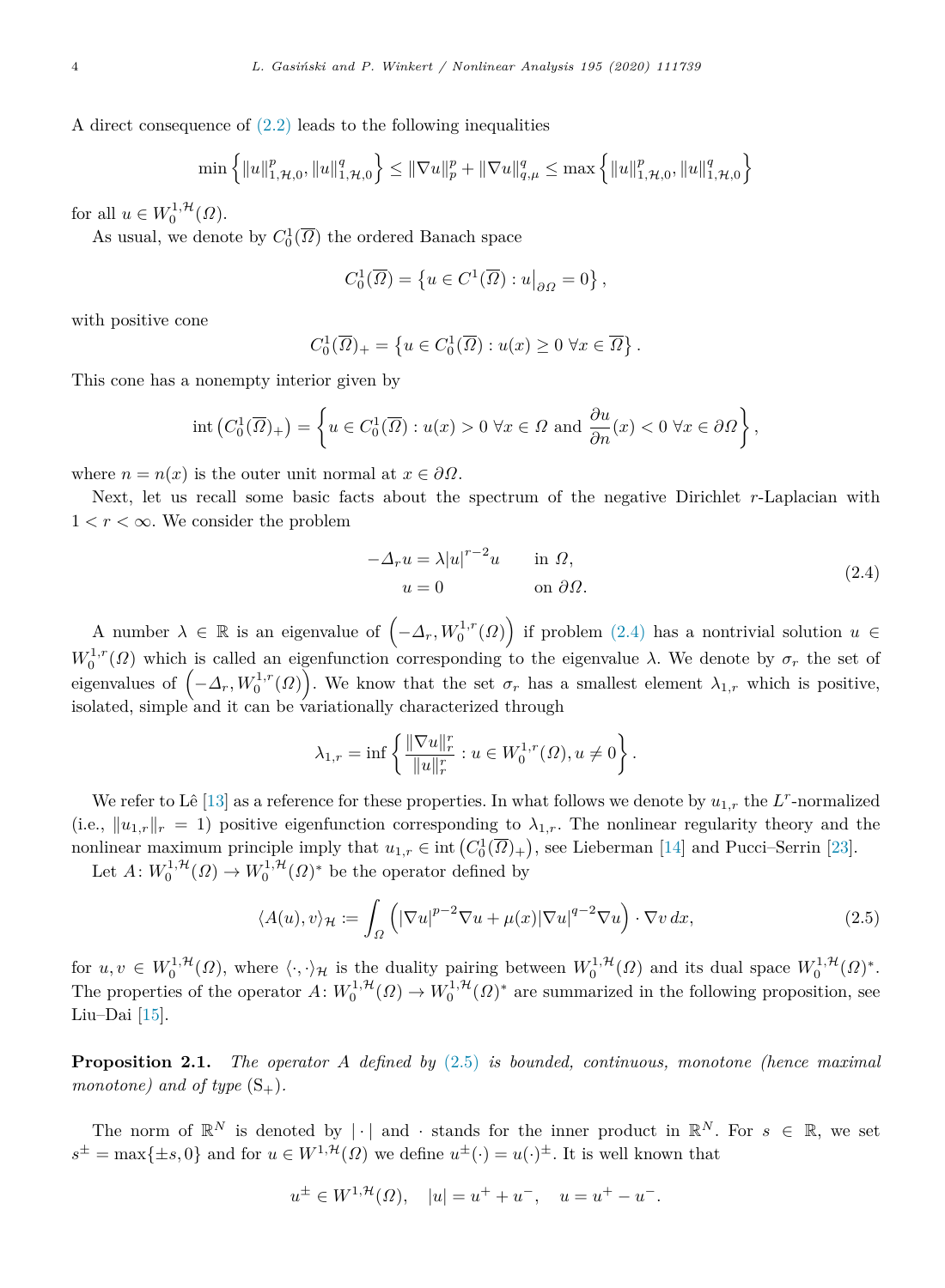A direct consequence of (2.2) leads to the following inequalities

$$\min\left\{\|u\|_{1,\mathcal{H},0}^p, \|u\|_{1,\mathcal{H},0}^q\right\} \le \|\nabla u\|_p^p + \|\nabla u\|_{q,\mu}^q \le \max\left\{\|u\|_{1,\mathcal{H},0}^p, \|u\|_{1,\mathcal{H},0}^q\right\}$$

for all $u \in W_0^{1,\mathcal{H}}(\Omega)$.

As usual, we denote by $C_0^1(\overline{\Omega})$ the ordered Banach space

$$C_0^1(\overline{\Omega}) = \left\{u \in C^1(\overline{\Omega}) : u\big|_{\partial\Omega} = 0\right\},$$

with positive cone

$$C_0^1(\overline{\Omega})_+ = \left\{u \in C_0^1(\overline{\Omega}) : u(x) \ge 0 \ \forall x \in \overline{\Omega}\right\}.$$

This cone has a nonempty interior given by

$$\operatorname{int}\left(C_0^1(\overline{\Omega})_+\right) = \left\{u \in C_0^1(\overline{\Omega}) : u(x) > 0 \ \forall x \in \Omega \text{ and } \frac{\partial u}{\partial n}(x) < 0 \ \forall x \in \partial\Omega\right\},$$

where $n = n(x)$ is the outer unit normal at $x \in \partial\Omega$.

Next, let us recall some basic facts about the spectrum of the negative Dirichlet $r$-Laplacian with $1 < r < \infty$. We consider the problem

$$\begin{aligned} -\Delta_r u &= \lambda |u|^{r-2}u \qquad && \text{in } \Omega,\\ u &= 0 && \text{on } \partial\Omega. \end{aligned} \tag{2.4}$$

A number $\lambda \in \mathbb{R}$ is an eigenvalue of $\left(-\Delta_r, W_0^{1,r}(\Omega)\right)$ if problem (2.4) has a nontrivial solution $u \in W_0^{1,r}(\Omega)$ which is called an eigenfunction corresponding to the eigenvalue $\lambda$. We denote by $\sigma_r$ the set of eigenvalues of $\left(-\Delta_r, W_0^{1,r}(\Omega)\right)$. We know that the set $\sigma_r$ has a smallest element $\lambda_{1,r}$ which is positive, isolated, simple and it can be variationally characterized through

$$\lambda_{1,r} = \inf\left\{\frac{\|\nabla u\|_r^r}{\|u\|_r^r} : u \in W_0^{1,r}(\Omega), u \ne 0\right\}.$$

We refer to Lê [13] as a reference for these properties. In what follows we denote by $u_{1,r}$ the $L^r$-normalized (i.e., $\|u_{1,r}\|_r = 1$) positive eigenfunction corresponding to $\lambda_{1,r}$. The nonlinear regularity theory and the nonlinear maximum principle imply that $u_{1,r} \in \operatorname{int}\left(C_0^1(\overline{\Omega})_+\right)$, see Lieberman [14] and Pucci–Serrin [23].

Let $A \colon W_0^{1,\mathcal{H}}(\Omega) \to W_0^{1,\mathcal{H}}(\Omega)^*$ be the operator defined by

$$\langle A(u), v\rangle_{\mathcal{H}} := \int_\Omega \left(|\nabla u|^{p-2}\nabla u + \mu(x)|\nabla u|^{q-2}\nabla u\right)\cdot \nabla v \, dx, \tag{2.5}$$

for $u, v \in W_0^{1,\mathcal{H}}(\Omega)$, where $\langle\cdot,\cdot\rangle_{\mathcal{H}}$ is the duality pairing between $W_0^{1,\mathcal{H}}(\Omega)$ and its dual space $W_0^{1,\mathcal{H}}(\Omega)^*$. The properties of the operator $A \colon W_0^{1,\mathcal{H}}(\Omega) \to W_0^{1,\mathcal{H}}(\Omega)^*$ are summarized in the following proposition, see Liu–Dai [15].

**Proposition 2.1.** *The operator $A$ defined by (2.5) is bounded, continuous, monotone (hence maximal monotone) and of type* $(\mathrm{S}_+)$.

The norm of $\mathbb{R}^N$ is denoted by $|\cdot|$ and $\cdot$ stands for the inner product in $\mathbb{R}^N$. For $s \in \mathbb{R}$, we set $s^\pm = \max\{\pm s, 0\}$ and for $u \in W^{1,\mathcal{H}}(\Omega)$ we define $u^\pm(\cdot) = u(\cdot)^\pm$. It is well known that

$$u^\pm \in W^{1,\mathcal{H}}(\Omega), \quad |u| = u^+ + u^-, \quad u = u^+ - u^-.$$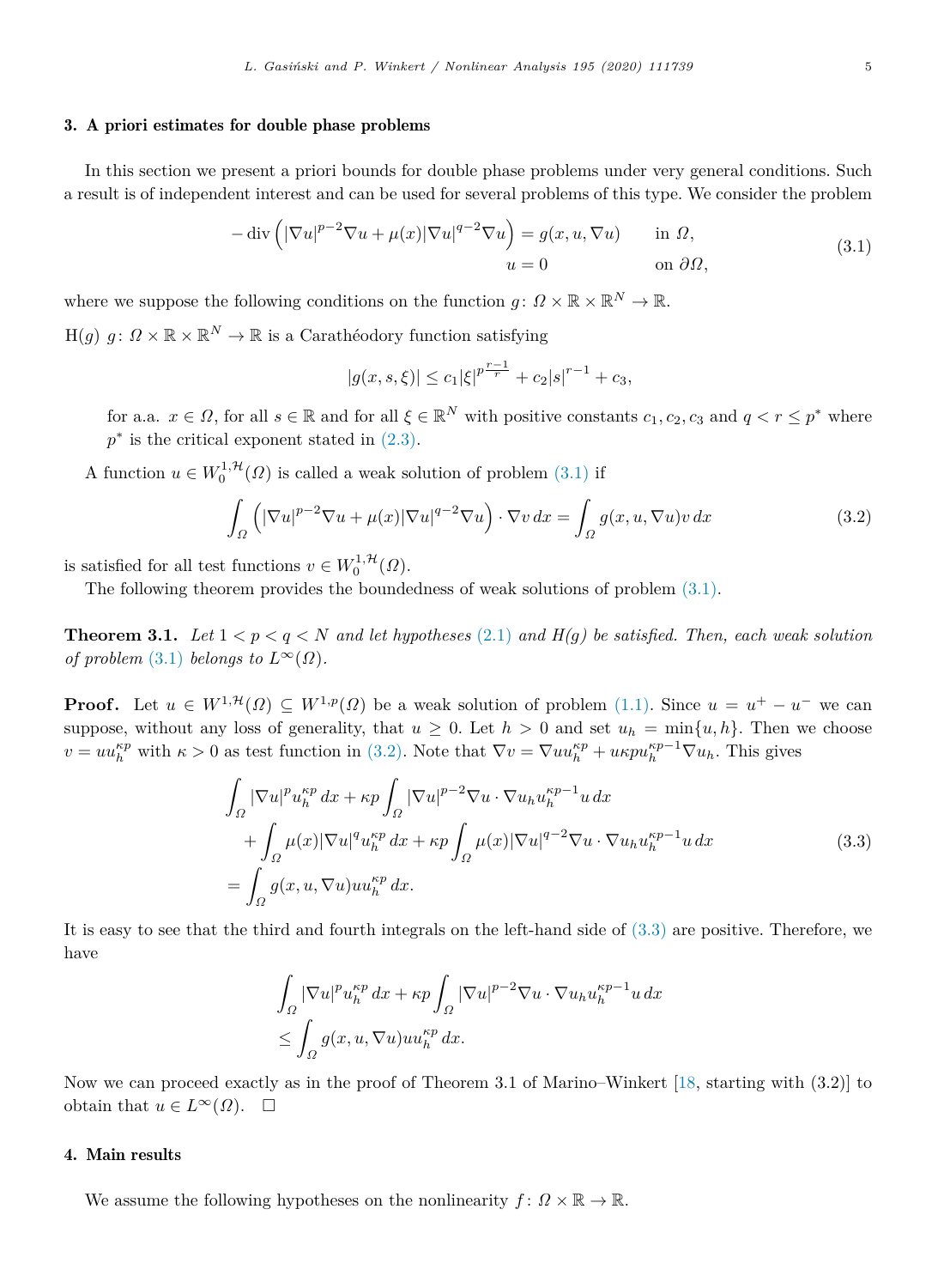## 3. A priori estimates for double phase problems

In this section we present a priori bounds for double phase problems under very general conditions. Such a result is of independent interest and can be used for several problems of this type. We consider the problem

$$
\begin{aligned}
-\operatorname{div}\left(|\nabla u|^{p-2}\nabla u+\mu(x)|\nabla u|^{q-2}\nabla u\right) &= g(x,u,\nabla u) \qquad \text{in } \Omega,\\
u &= 0 \qquad \text{on } \partial\Omega,
\end{aligned}
\tag{3.1}
$$

where we suppose the following conditions on the function $g\colon \Omega\times\mathbb{R}\times\mathbb{R}^N\to\mathbb{R}$.

H($g$) $g\colon \Omega\times\mathbb{R}\times\mathbb{R}^N\to\mathbb{R}$ is a Carathéodory function satisfying

$$
|g(x,s,\xi)|\leq c_1|\xi|^{p\frac{r-1}{r}}+c_2|s|^{r-1}+c_3,
$$

for a.a. $x\in\Omega$, for all $s\in\mathbb{R}$ and for all $\xi\in\mathbb{R}^N$ with positive constants $c_1,c_2,c_3$ and $q<r\leq p^*$ where $p^*$ is the critical exponent stated in (2.3).

A function $u\in W^{1,\mathcal{H}}_0(\Omega)$ is called a weak solution of problem (3.1) if

$$
\int_\Omega\left(|\nabla u|^{p-2}\nabla u+\mu(x)|\nabla u|^{q-2}\nabla u\right)\cdot\nabla v\,dx=\int_\Omega g(x,u,\nabla u)v\,dx
\tag{3.2}
$$

is satisfied for all test functions $v\in W^{1,\mathcal{H}}_0(\Omega)$.

The following theorem provides the boundedness of weak solutions of problem (3.1).

**Theorem 3.1.** *Let $1<p<q<N$ and let hypotheses (2.1) and H($g$) be satisfied. Then, each weak solution of problem (3.1) belongs to $L^\infty(\Omega)$.*

**Proof.** Let $u\in W^{1,\mathcal{H}}(\Omega)\subseteq W^{1,p}(\Omega)$ be a weak solution of problem (1.1). Since $u=u^+-u^-$ we can suppose, without any loss of generality, that $u\geq 0$. Let $h>0$ and set $u_h=\min\{u,h\}$. Then we choose $v=uu_h^{\kappa p}$ with $\kappa>0$ as test function in (3.2). Note that $\nabla v=\nabla u u_h^{\kappa p}+u\kappa p u_h^{\kappa p-1}\nabla u_h$. This gives

$$
\begin{aligned}
&\int_\Omega|\nabla u|^p u_h^{\kappa p}\,dx+\kappa p\int_\Omega|\nabla u|^{p-2}\nabla u\cdot\nabla u_h u_h^{\kappa p-1}u\,dx\\
&\quad+\int_\Omega\mu(x)|\nabla u|^q u_h^{\kappa p}\,dx+\kappa p\int_\Omega\mu(x)|\nabla u|^{q-2}\nabla u\cdot\nabla u_h u_h^{\kappa p-1}u\,dx\\
&=\int_\Omega g(x,u,\nabla u)uu_h^{\kappa p}\,dx.
\end{aligned}
\tag{3.3}
$$

It is easy to see that the third and fourth integrals on the left-hand side of (3.3) are positive. Therefore, we have

$$
\begin{aligned}
&\int_\Omega|\nabla u|^p u_h^{\kappa p}\,dx+\kappa p\int_\Omega|\nabla u|^{p-2}\nabla u\cdot\nabla u_h u_h^{\kappa p-1}u\,dx\\
&\leq\int_\Omega g(x,u,\nabla u)uu_h^{\kappa p}\,dx.
\end{aligned}
$$

Now we can proceed exactly as in the proof of Theorem 3.1 of Marino–Winkert [18, starting with (3.2)] to obtain that $u\in L^\infty(\Omega)$. $\square$

## 4. Main results

We assume the following hypotheses on the nonlinearity $f\colon\Omega\times\mathbb{R}\to\mathbb{R}$.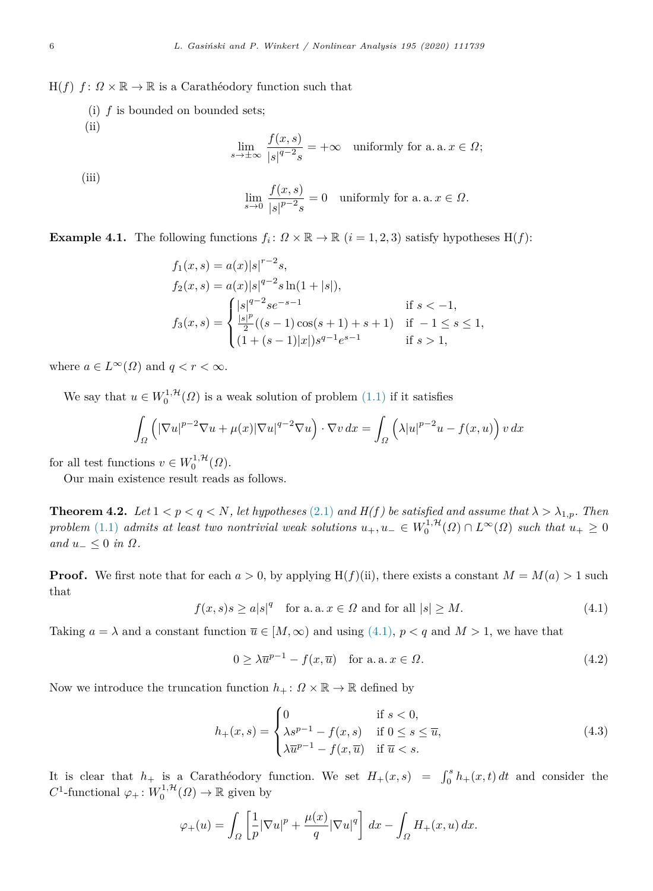H(f) $f\colon \Omega \times \mathbb{R} \to \mathbb{R}$ is a Carathéodory function such that

(i) $f$ is bounded on bounded sets;

(ii)
$$\lim_{s\to\pm\infty} \frac{f(x,s)}{|s|^{q-2}s} = +\infty \quad \text{uniformly for a. a. } x \in \Omega;$$

(iii)
$$\lim_{s\to 0} \frac{f(x,s)}{|s|^{p-2}s} = 0 \quad \text{uniformly for a. a. } x \in \Omega.$$

**Example 4.1.** The following functions $f_i\colon \Omega \times \mathbb{R} \to \mathbb{R}$ $(i = 1, 2, 3)$ satisfy hypotheses H(f):

$$\begin{aligned}
f_1(x,s) &= a(x)|s|^{r-2}s,\\
f_2(x,s) &= a(x)|s|^{q-2}s\ln(1+|s|),\\
f_3(x,s) &= \begin{cases} |s|^{q-2}se^{-s-1} & \text{if } s < -1,\\ \frac{|s|^p}{2}((s-1)\cos(s+1)+s+1) & \text{if } -1 \le s \le 1,\\ (1+(s-1)|x|)s^{q-1}e^{s-1} & \text{if } s > 1,\end{cases}
\end{aligned}$$

where $a \in L^\infty(\Omega)$ and $q < r < \infty$.

We say that $u \in W_0^{1,\mathcal{H}}(\Omega)$ is a weak solution of problem (1.1) if it satisfies

$$\int_\Omega \left(|\nabla u|^{p-2}\nabla u + \mu(x)|\nabla u|^{q-2}\nabla u\right)\cdot \nabla v\,dx = \int_\Omega \left(\lambda|u|^{p-2}u - f(x,u)\right)v\,dx$$

for all test functions $v \in W_0^{1,\mathcal{H}}(\Omega)$.

Our main existence result reads as follows.

**Theorem 4.2.** *Let $1 < p < q < N$, let hypotheses (2.1) and H(f) be satisfied and assume that $\lambda > \lambda_{1,p}$. Then problem (1.1) admits at least two nontrivial weak solutions $u_+, u_- \in W_0^{1,\mathcal{H}}(\Omega) \cap L^\infty(\Omega)$ such that $u_+ \ge 0$ and $u_- \le 0$ in $\Omega$.*

**Proof.** We first note that for each $a > 0$, by applying H(f)(ii), there exists a constant $M = M(a) > 1$ such that

$$f(x,s)s \ge a|s|^q \quad \text{for a. a. } x \in \Omega \text{ and for all } |s| \ge M. \tag{4.1}$$

Taking $a = \lambda$ and a constant function $\overline{u} \in [M,\infty)$ and using (4.1), $p < q$ and $M > 1$, we have that

$$0 \ge \lambda\overline{u}^{p-1} - f(x,\overline{u}) \quad \text{for a. a. } x \in \Omega. \tag{4.2}$$

Now we introduce the truncation function $h_+\colon \Omega \times \mathbb{R} \to \mathbb{R}$ defined by

$$h_+(x,s) = \begin{cases} 0 & \text{if } s < 0,\\ \lambda s^{p-1} - f(x,s) & \text{if } 0 \le s \le \overline{u},\\ \lambda\overline{u}^{p-1} - f(x,\overline{u}) & \text{if } \overline{u} < s.\end{cases} \tag{4.3}$$

It is clear that $h_+$ is a Carathéodory function. We set $H_+(x,s) = \int_0^s h_+(x,t)\,dt$ and consider the $C^1$-functional $\varphi_+\colon W_0^{1,\mathcal{H}}(\Omega) \to \mathbb{R}$ given by

$$\varphi_+(u) = \int_\Omega \left[\frac{1}{p}|\nabla u|^p + \frac{\mu(x)}{q}|\nabla u|^q\right]dx - \int_\Omega H_+(x,u)\,dx.$$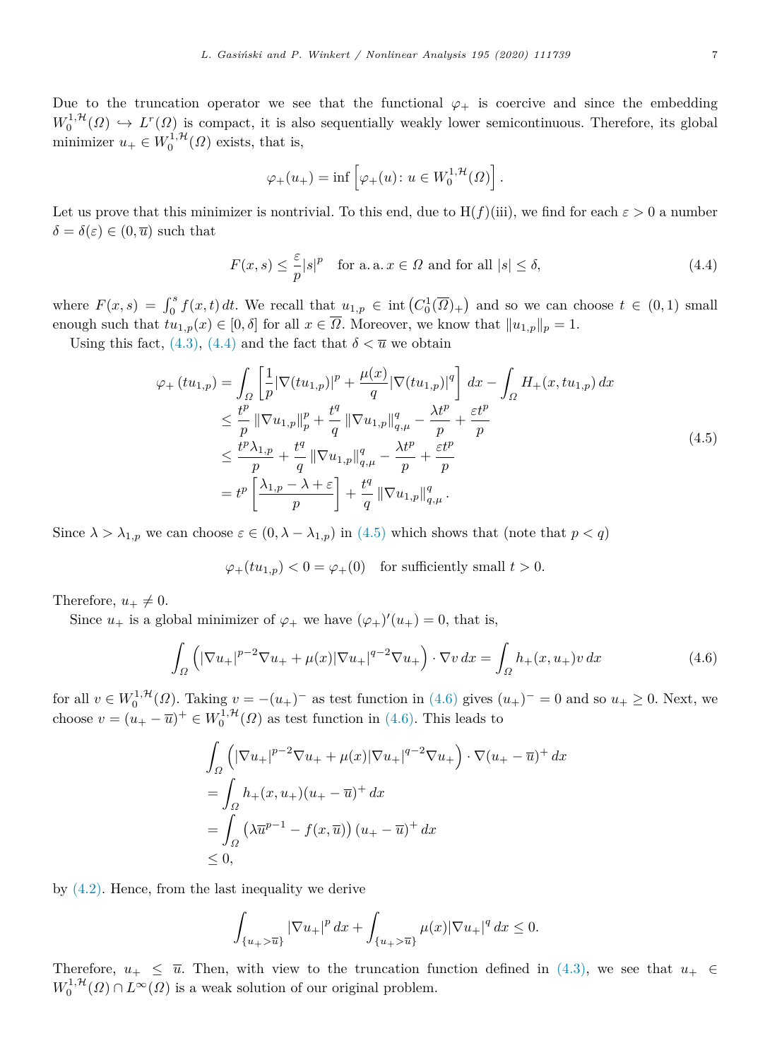Due to the truncation operator we see that the functional $\varphi_+$ is coercive and since the embedding $W_0^{1,\mathcal{H}}(\Omega) \hookrightarrow L^r(\Omega)$ is compact, it is also sequentially weakly lower semicontinuous. Therefore, its global minimizer $u_+ \in W_0^{1,\mathcal{H}}(\Omega)$ exists, that is,

$$\varphi_+(u_+) = \inf \left[\varphi_+(u) \colon u \in W_0^{1,\mathcal{H}}(\Omega)\right].$$

Let us prove that this minimizer is nontrivial. To this end, due to H$(f)$(iii), we find for each $\varepsilon > 0$ a number $\delta = \delta(\varepsilon) \in (0, \overline{u})$ such that

$$F(x,s) \leq \frac{\varepsilon}{p}|s|^p \quad \text{for a.a. } x \in \Omega \text{ and for all } |s| \leq \delta, \tag{4.4}$$

where $F(x,s) = \int_0^s f(x,t)\,dt$. We recall that $u_{1,p} \in \operatorname{int}\left(C_0^1(\overline{\Omega})_+\right)$ and so we can choose $t \in (0,1)$ small enough such that $tu_{1,p}(x) \in [0,\delta]$ for all $x \in \overline{\Omega}$. Moreover, we know that $\|u_{1,p}\|_p = 1$.

Using this fact, (4.3), (4.4) and the fact that $\delta < \overline{u}$ we obtain

$$\begin{aligned}
\varphi_+\left(tu_{1,p}\right) &= \int_\Omega \left[\frac{1}{p}|\nabla(tu_{1,p})|^p + \frac{\mu(x)}{q}|\nabla(tu_{1,p})|^q\right] dx - \int_\Omega H_+(x, tu_{1,p})\,dx \\
&\leq \frac{t^p}{p}\left\|\nabla u_{1,p}\right\|_p^p + \frac{t^q}{q}\left\|\nabla u_{1,p}\right\|_{q,\mu}^q - \frac{\lambda t^p}{p} + \frac{\varepsilon t^p}{p} \\
&\leq \frac{t^p \lambda_{1,p}}{p} + \frac{t^q}{q}\left\|\nabla u_{1,p}\right\|_{q,\mu}^q - \frac{\lambda t^p}{p} + \frac{\varepsilon t^p}{p} \\
&= t^p\left[\frac{\lambda_{1,p} - \lambda + \varepsilon}{p}\right] + \frac{t^q}{q}\left\|\nabla u_{1,p}\right\|_{q,\mu}^q.
\end{aligned} \tag{4.5}$$

Since $\lambda > \lambda_{1,p}$ we can choose $\varepsilon \in (0, \lambda - \lambda_{1,p})$ in (4.5) which shows that (note that $p < q$)

$$\varphi_+(tu_{1,p}) < 0 = \varphi_+(0) \quad \text{for sufficiently small } t > 0.$$

Therefore, $u_+ \neq 0$.

Since $u_+$ is a global minimizer of $\varphi_+$ we have $(\varphi_+)'(u_+) = 0$, that is,

$$\int_\Omega \left(|\nabla u_+|^{p-2}\nabla u_+ + \mu(x)|\nabla u_+|^{q-2}\nabla u_+\right)\cdot \nabla v\,dx = \int_\Omega h_+(x,u_+)v\,dx \tag{4.6}$$

for all $v \in W_0^{1,\mathcal{H}}(\Omega)$. Taking $v = -(u_+)^-$ as test function in (4.6) gives $(u_+)^- = 0$ and so $u_+ \geq 0$. Next, we choose $v = (u_+ - \overline{u})^+ \in W_0^{1,\mathcal{H}}(\Omega)$ as test function in (4.6). This leads to

$$\begin{aligned}
&\int_\Omega \left(|\nabla u_+|^{p-2}\nabla u_+ + \mu(x)|\nabla u_+|^{q-2}\nabla u_+\right)\cdot \nabla(u_+ - \overline{u})^+\,dx \\
&= \int_\Omega h_+(x,u_+)(u_+ - \overline{u})^+\,dx \\
&= \int_\Omega \left(\lambda \overline{u}^{p-1} - f(x,\overline{u})\right)(u_+ - \overline{u})^+\,dx \\
&\leq 0,
\end{aligned}$$

by (4.2). Hence, from the last inequality we derive

$$\int_{\{u_+ > \overline{u}\}} |\nabla u_+|^p\,dx + \int_{\{u_+ > \overline{u}\}} \mu(x)|\nabla u_+|^q\,dx \leq 0.$$

Therefore, $u_+ \leq \overline{u}$. Then, with view to the truncation function defined in (4.3), we see that $u_+ \in W_0^{1,\mathcal{H}}(\Omega) \cap L^\infty(\Omega)$ is a weak solution of our original problem.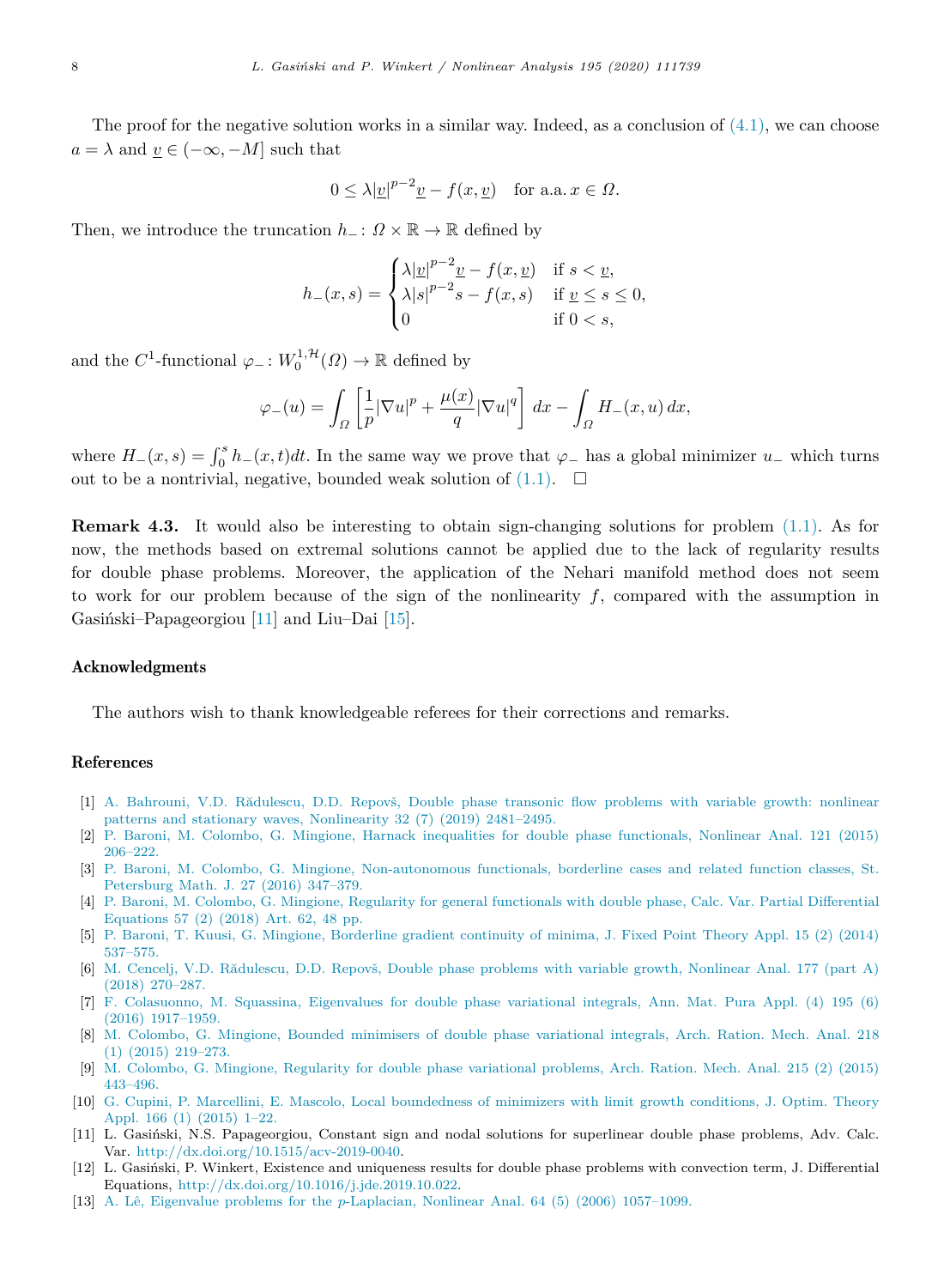The proof for the negative solution works in a similar way. Indeed, as a conclusion of (4.1), we can choose $a = \lambda$ and $\underline{v} \in (-\infty, -M]$ such that

$$0 \leq \lambda|\underline{v}|^{p-2}\underline{v} - f(x, \underline{v}) \quad \text{for a.a. } x \in \Omega.$$

Then, we introduce the truncation $h_- \colon \Omega \times \mathbb{R} \to \mathbb{R}$ defined by

$$h_-(x,s) = \begin{cases} \lambda|\underline{v}|^{p-2}\underline{v} - f(x, \underline{v}) & \text{if } s < \underline{v}, \\ \lambda|s|^{p-2}s - f(x,s) & \text{if } \underline{v} \leq s \leq 0, \\ 0 & \text{if } 0 < s, \end{cases}$$

and the $C^1$-functional $\varphi_- \colon W_0^{1,\mathcal{H}}(\Omega) \to \mathbb{R}$ defined by

$$\varphi_-(u) = \int_\Omega \left[\frac{1}{p}|\nabla u|^p + \frac{\mu(x)}{q}|\nabla u|^q\right] dx - \int_\Omega H_-(x,u)\, dx,$$

where $H_-(x,s) = \int_0^s h_-(x,t)dt$. In the same way we prove that $\varphi_-$ has a global minimizer $u_-$ which turns out to be a nontrivial, negative, bounded weak solution of (1.1). $\square$

**Remark 4.3.** It would also be interesting to obtain sign-changing solutions for problem (1.1). As for now, the methods based on extremal solutions cannot be applied due to the lack of regularity results for double phase problems. Moreover, the application of the Nehari manifold method does not seem to work for our problem because of the sign of the nonlinearity $f$, compared with the assumption in Gasiński–Papageorgiou [11] and Liu–Dai [15].

## Acknowledgments

The authors wish to thank knowledgeable referees for their corrections and remarks.

## References

[1] A. Bahrouni, V.D. Rădulescu, D.D. Repovš, Double phase transonic flow problems with variable growth: nonlinear patterns and stationary waves, Nonlinearity 32 (7) (2019) 2481–2495.

[2] P. Baroni, M. Colombo, G. Mingione, Harnack inequalities for double phase functionals, Nonlinear Anal. 121 (2015) 206–222.

[3] P. Baroni, M. Colombo, G. Mingione, Non-autonomous functionals, borderline cases and related function classes, St. Petersburg Math. J. 27 (2016) 347–379.

[4] P. Baroni, M. Colombo, G. Mingione, Regularity for general functionals with double phase, Calc. Var. Partial Differential Equations 57 (2) (2018) Art. 62, 48 pp.

[5] P. Baroni, T. Kuusi, G. Mingione, Borderline gradient continuity of minima, J. Fixed Point Theory Appl. 15 (2) (2014) 537–575.

[6] M. Cencelj, V.D. Rădulescu, D.D. Repovš, Double phase problems with variable growth, Nonlinear Anal. 177 (part A) (2018) 270–287.

[7] F. Colasuonno, M. Squassina, Eigenvalues for double phase variational integrals, Ann. Mat. Pura Appl. (4) 195 (6) (2016) 1917–1959.

[8] M. Colombo, G. Mingione, Bounded minimisers of double phase variational integrals, Arch. Ration. Mech. Anal. 218 (1) (2015) 219–273.

[9] M. Colombo, G. Mingione, Regularity for double phase variational problems, Arch. Ration. Mech. Anal. 215 (2) (2015) 443–496.

[10] G. Cupini, P. Marcellini, E. Mascolo, Local boundedness of minimizers with limit growth conditions, J. Optim. Theory Appl. 166 (1) (2015) 1–22.

[11] L. Gasiński, N.S. Papageorgiou, Constant sign and nodal solutions for superlinear double phase problems, Adv. Calc. Var. http://dx.doi.org/10.1515/acv-2019-0040.

[12] L. Gasiński, P. Winkert, Existence and uniqueness results for double phase problems with convection term, J. Differential Equations, http://dx.doi.org/10.1016/j.jde.2019.10.022.

[13] A. Lê, Eigenvalue problems for the $p$-Laplacian, Nonlinear Anal. 64 (5) (2006) 1057–1099.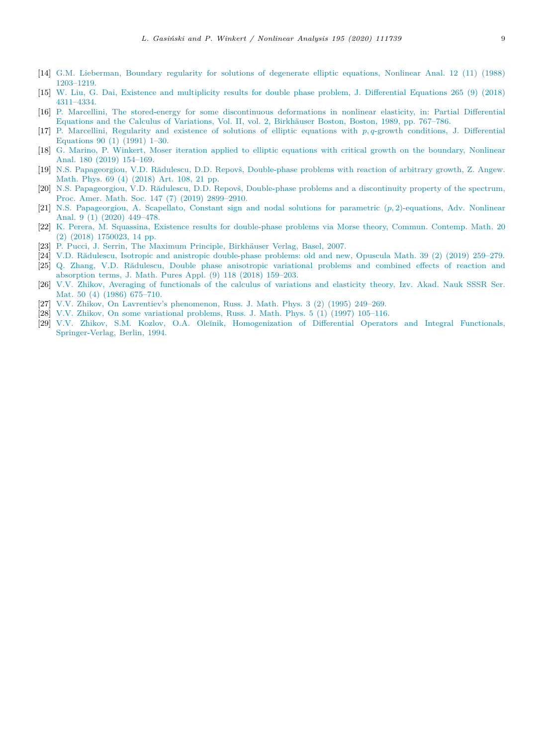[14] G.M. Lieberman, Boundary regularity for solutions of degenerate elliptic equations, Nonlinear Anal. 12 (11) (1988) 1203–1219.

[15] W. Liu, G. Dai, Existence and multiplicity results for double phase problem, J. Differential Equations 265 (9) (2018) 4311–4334.

[16] P. Marcellini, The stored-energy for some discontinuous deformations in nonlinear elasticity, in: Partial Differential Equations and the Calculus of Variations, Vol. II, vol. 2, Birkhäuser Boston, Boston, 1989, pp. 767–786.

[17] P. Marcellini, Regularity and existence of solutions of elliptic equations with $p, q$-growth conditions, J. Differential Equations 90 (1) (1991) 1–30.

[18] G. Marino, P. Winkert, Moser iteration applied to elliptic equations with critical growth on the boundary, Nonlinear Anal. 180 (2019) 154–169.

[19] N.S. Papageorgiou, V.D. Rădulescu, D.D. Repovš, Double-phase problems with reaction of arbitrary growth, Z. Angew. Math. Phys. 69 (4) (2018) Art. 108, 21 pp.

[20] N.S. Papageorgiou, V.D. Rădulescu, D.D. Repovš, Double-phase problems and a discontinuity property of the spectrum, Proc. Amer. Math. Soc. 147 (7) (2019) 2899–2910.

[21] N.S. Papageorgiou, A. Scapellato, Constant sign and nodal solutions for parametric $(p, 2)$-equations, Adv. Nonlinear Anal. 9 (1) (2020) 449–478.

[22] K. Perera, M. Squassina, Existence results for double-phase problems via Morse theory, Commun. Contemp. Math. 20 (2) (2018) 1750023, 14 pp.

[23] P. Pucci, J. Serrin, The Maximum Principle, Birkhäuser Verlag, Basel, 2007.

[24] V.D. Rădulescu, Isotropic and anistropic double-phase problems: old and new, Opuscula Math. 39 (2) (2019) 259–279.

[25] Q. Zhang, V.D. Rădulescu, Double phase anisotropic variational problems and combined effects of reaction and absorption terms, J. Math. Pures Appl. (9) 118 (2018) 159–203.

[26] V.V. Zhikov, Averaging of functionals of the calculus of variations and elasticity theory, Izv. Akad. Nauk SSSR Ser. Mat. 50 (4) (1986) 675–710.

[27] V.V. Zhikov, On Lavrentiev's phenomenon, Russ. J. Math. Phys. 3 (2) (1995) 249–269.

[28] V.V. Zhikov, On some variational problems, Russ. J. Math. Phys. 5 (1) (1997) 105–116.

[29] V.V. Zhikov, S.M. Kozlov, O.A. Oleĭnik, Homogenization of Differential Operators and Integral Functionals, Springer-Verlag, Berlin, 1994.